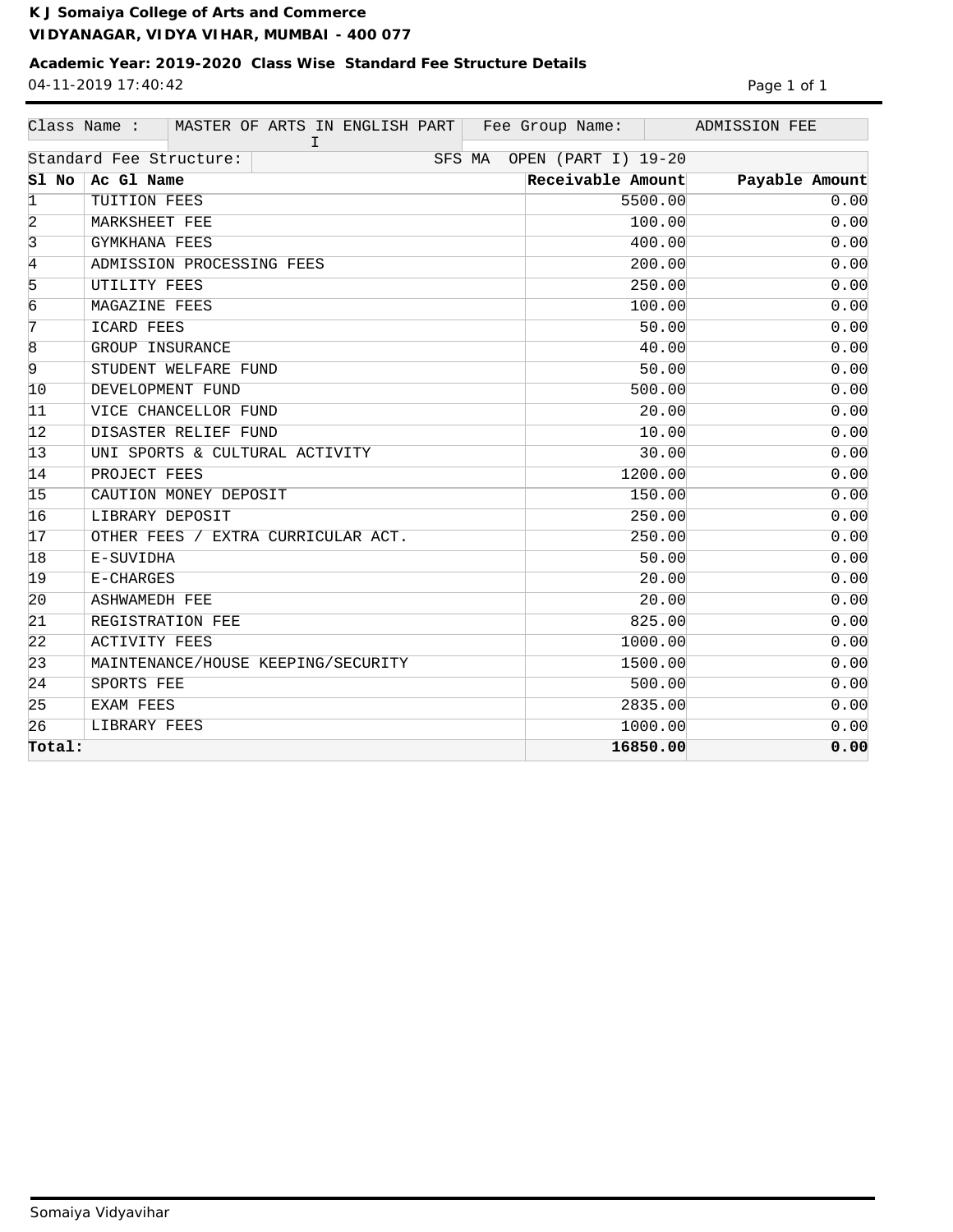**K J Somaiya College of Arts and Commerce**
**VIDYANAGAR, VIDYA VIHAR, MUMBAI - 400 077**

**Academic Year: 2019-2020 Class Wise Standard Fee Structure Details**

04-11-2019 17:40:42

| Class Name : | MASTER OF ARTS IN ENGLISH PART I | Fee Group Name: | ADMISSION FEE |
|---|---|---|---|
| Standard Fee Structure: | SFS MA OPEN (PART I) 19-20 | | |

| Sl No | Ac Gl Name | Receivable Amount | Payable Amount |
|---|---|---|---|
| 1 | TUITION FEES | 5500.00 | 0.00 |
| 2 | MARKSHEET FEE | 100.00 | 0.00 |
| 3 | GYMKHANA FEES | 400.00 | 0.00 |
| 4 | ADMISSION PROCESSING FEES | 200.00 | 0.00 |
| 5 | UTILITY FEES | 250.00 | 0.00 |
| 6 | MAGAZINE FEES | 100.00 | 0.00 |
| 7 | ICARD FEES | 50.00 | 0.00 |
| 8 | GROUP INSURANCE | 40.00 | 0.00 |
| 9 | STUDENT WELFARE FUND | 50.00 | 0.00 |
| 10 | DEVELOPMENT FUND | 500.00 | 0.00 |
| 11 | VICE CHANCELLOR FUND | 20.00 | 0.00 |
| 12 | DISASTER RELIEF FUND | 10.00 | 0.00 |
| 13 | UNI SPORTS & CULTURAL ACTIVITY | 30.00 | 0.00 |
| 14 | PROJECT FEES | 1200.00 | 0.00 |
| 15 | CAUTION MONEY DEPOSIT | 150.00 | 0.00 |
| 16 | LIBRARY DEPOSIT | 250.00 | 0.00 |
| 17 | OTHER FEES / EXTRA CURRICULAR ACT. | 250.00 | 0.00 |
| 18 | E-SUVIDHA | 50.00 | 0.00 |
| 19 | E-CHARGES | 20.00 | 0.00 |
| 20 | ASHWAMEDH FEE | 20.00 | 0.00 |
| 21 | REGISTRATION FEE | 825.00 | 0.00 |
| 22 | ACTIVITY FEES | 1000.00 | 0.00 |
| 23 | MAINTENANCE/HOUSE KEEPING/SECURITY | 1500.00 | 0.00 |
| 24 | SPORTS FEE | 500.00 | 0.00 |
| 25 | EXAM FEES | 2835.00 | 0.00 |
| 26 | LIBRARY FEES | 1000.00 | 0.00 |
| **Total:** | | **16850.00** | **0.00** |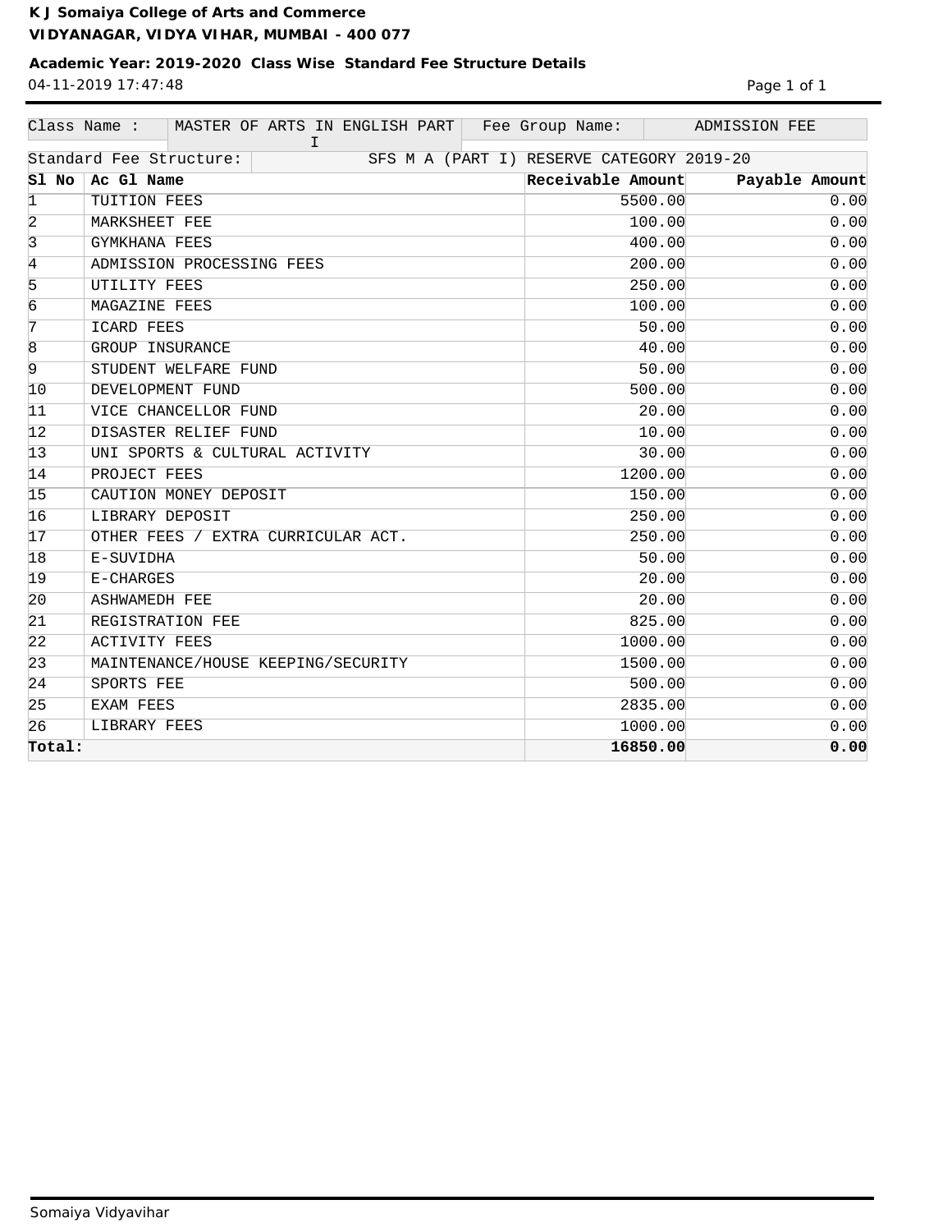**K J Somaiya College of Arts and Commerce**
**VIDYANAGAR, VIDYA VIHAR, MUMBAI - 400 077**

**Academic Year: 2019-2020 Class Wise Standard Fee Structure Details**

04-11-2019 17:47:48

| Class Name : | MASTER OF ARTS IN ENGLISH PART I | Fee Group Name: | ADMISSION FEE |
|---|---|---|---|
| Standard Fee Structure: | SFS M A (PART I) RESERVE CATEGORY 2019-20 | | |

| Sl No | Ac Gl Name | Receivable Amount | Payable Amount |
|---|---|---|---|
| 1 | TUITION FEES | 5500.00 | 0.00 |
| 2 | MARKSHEET FEE | 100.00 | 0.00 |
| 3 | GYMKHANA FEES | 400.00 | 0.00 |
| 4 | ADMISSION PROCESSING FEES | 200.00 | 0.00 |
| 5 | UTILITY FEES | 250.00 | 0.00 |
| 6 | MAGAZINE FEES | 100.00 | 0.00 |
| 7 | ICARD FEES | 50.00 | 0.00 |
| 8 | GROUP INSURANCE | 40.00 | 0.00 |
| 9 | STUDENT WELFARE FUND | 50.00 | 0.00 |
| 10 | DEVELOPMENT FUND | 500.00 | 0.00 |
| 11 | VICE CHANCELLOR FUND | 20.00 | 0.00 |
| 12 | DISASTER RELIEF FUND | 10.00 | 0.00 |
| 13 | UNI SPORTS & CULTURAL ACTIVITY | 30.00 | 0.00 |
| 14 | PROJECT FEES | 1200.00 | 0.00 |
| 15 | CAUTION MONEY DEPOSIT | 150.00 | 0.00 |
| 16 | LIBRARY DEPOSIT | 250.00 | 0.00 |
| 17 | OTHER FEES / EXTRA CURRICULAR ACT. | 250.00 | 0.00 |
| 18 | E-SUVIDHA | 50.00 | 0.00 |
| 19 | E-CHARGES | 20.00 | 0.00 |
| 20 | ASHWAMEDH FEE | 20.00 | 0.00 |
| 21 | REGISTRATION FEE | 825.00 | 0.00 |
| 22 | ACTIVITY FEES | 1000.00 | 0.00 |
| 23 | MAINTENANCE/HOUSE KEEPING/SECURITY | 1500.00 | 0.00 |
| 24 | SPORTS FEE | 500.00 | 0.00 |
| 25 | EXAM FEES | 2835.00 | 0.00 |
| 26 | LIBRARY FEES | 1000.00 | 0.00 |
| **Total:** | | **16850.00** | **0.00** |

Somaiya Vidyavihar